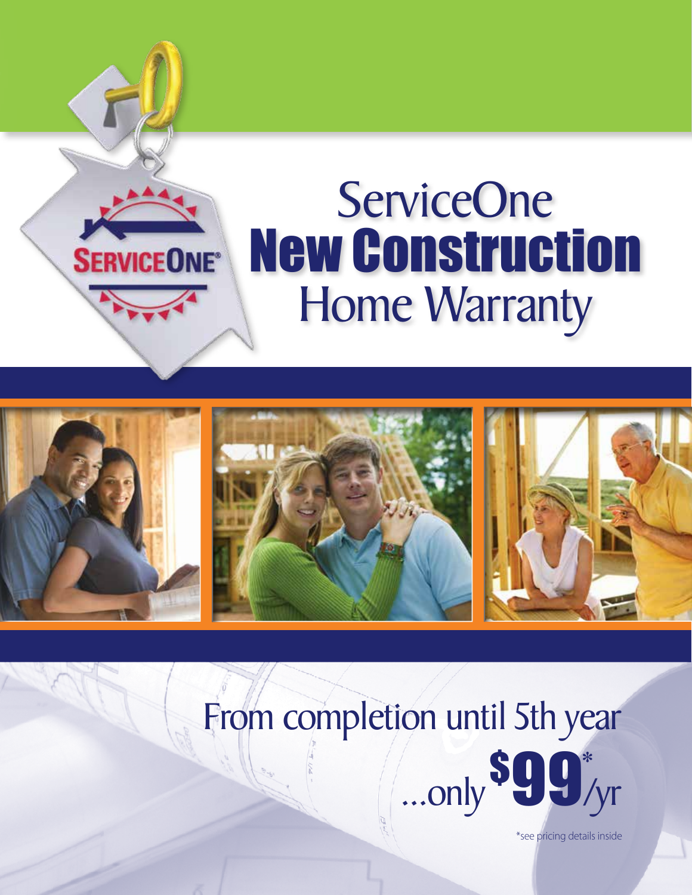# ServiceOne New Construction Home Warranty

From completion until 5th year

...only $99*/yr

*see pricing details inside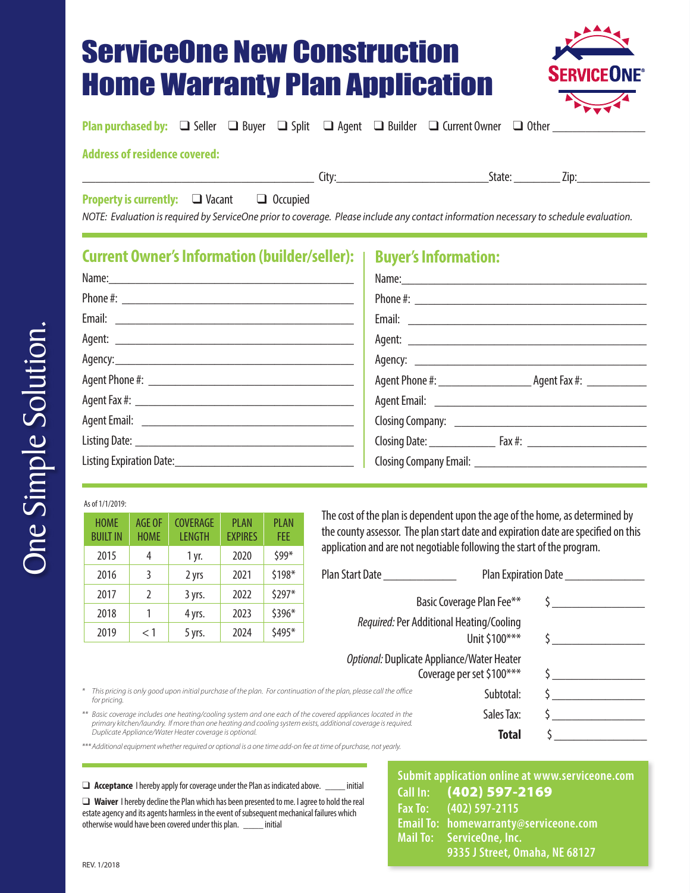# ServiceOne New Construction Home Warranty Plan Application

**Plan purchased by:** ❑ Seller ❑ Buyer ❑ Split ❑ Agent ❑ Builder ❑ Current Owner ❑ Other _______________

**Address of residence covered:**

________________________________________ City:_________________________ State: ________ Zip:_____________

**Property is currently:** ❑ Vacant ❑ Occupied

*NOTE: Evaluation is required by ServiceOne prior to coverage. Please include any contact information necessary to schedule evaluation.*

## Current Owner's Information (builder/seller):

Name:_____________________________________________

Phone #: __________________________________________

Email: ____________________________________________

Agent: ____________________________________________

Agency:___________________________________________

Agent Phone #: _____________________________________

Agent Fax #: _______________________________________

Agent Email: _______________________________________

Listing Date: _______________________________________

Listing Expiration Date:______________________________

## Buyer's Information:

Name:_____________________________________________

Phone #: __________________________________________

Email: ____________________________________________

Agent: ____________________________________________

Agency: ___________________________________________

Agent Phone #: _______________ Agent Fax #: __________

Agent Email: _______________________________________

Closing Company: ___________________________________

Closing Date: ___________ Fax #: ____________________

Closing Company Email: ______________________________

As of 1/1/2019:

| HOME BUILT IN | AGE OF HOME | COVERAGE LENGTH | PLAN EXPIRES | PLAN FEE |
|---|---|---|---|---|
| 2015 | 4 | 1 yr. | 2020 | $99* |
| 2016 | 3 | 2 yrs | 2021 | $198* |
| 2017 | 2 | 3 yrs. | 2022 | $297* |
| 2018 | 1 | 4 yrs. | 2023 | $396* |
| 2019 | < 1 | 5 yrs. | 2024 | $495* |

The cost of the plan is dependent upon the age of the home, as determined by the county assessor. The plan start date and expiration date are specified on this application and are not negotiable following the start of the program.

Plan Start Date _____________ Plan Expiration Date ______________

Basic Coverage Plan Fee** $ _______________

*Required:* Per Additional Heating/Cooling Unit $100*** $ _______________

*Optional:* Duplicate Appliance/Water Heater Coverage per set $100*** $ _______________

Subtotal: $ _______________

Sales Tax: $ _______________

**Total** $ _______________

\* *This pricing is only good upon initial purchase of the plan. For continuation of the plan, please call the office for pricing.*

\*\* *Basic coverage includes one heating/cooling system and one each of the covered appliances located in the primary kitchen/laundry. If more than one heating and cooling system exists, additional coverage is required. Duplicate Appliance/Water Heater coverage is optional.*

\*\*\* *Additional equipment whether required or optional is a one time add-on fee at time of purchase, not yearly.*

❑ **Acceptance** I hereby apply for coverage under the Plan as indicated above. _____ initial

❑ **Waiver** I hereby decline the Plan which has been presented to me. I agree to hold the real estate agency and its agents harmless in the event of subsequent mechanical failures which otherwise would have been covered under this plan. _____ initial

**Submit application online at www.serviceone.com**
**Call In:** **(402) 597-2169**
**Fax To:** (402) 597-2115
**Email To:** homewarranty@serviceone.com
**Mail To:** ServiceOne, Inc.
9335 J Street, Omaha, NE 68127

REV. 1/2018

One Simple Solution.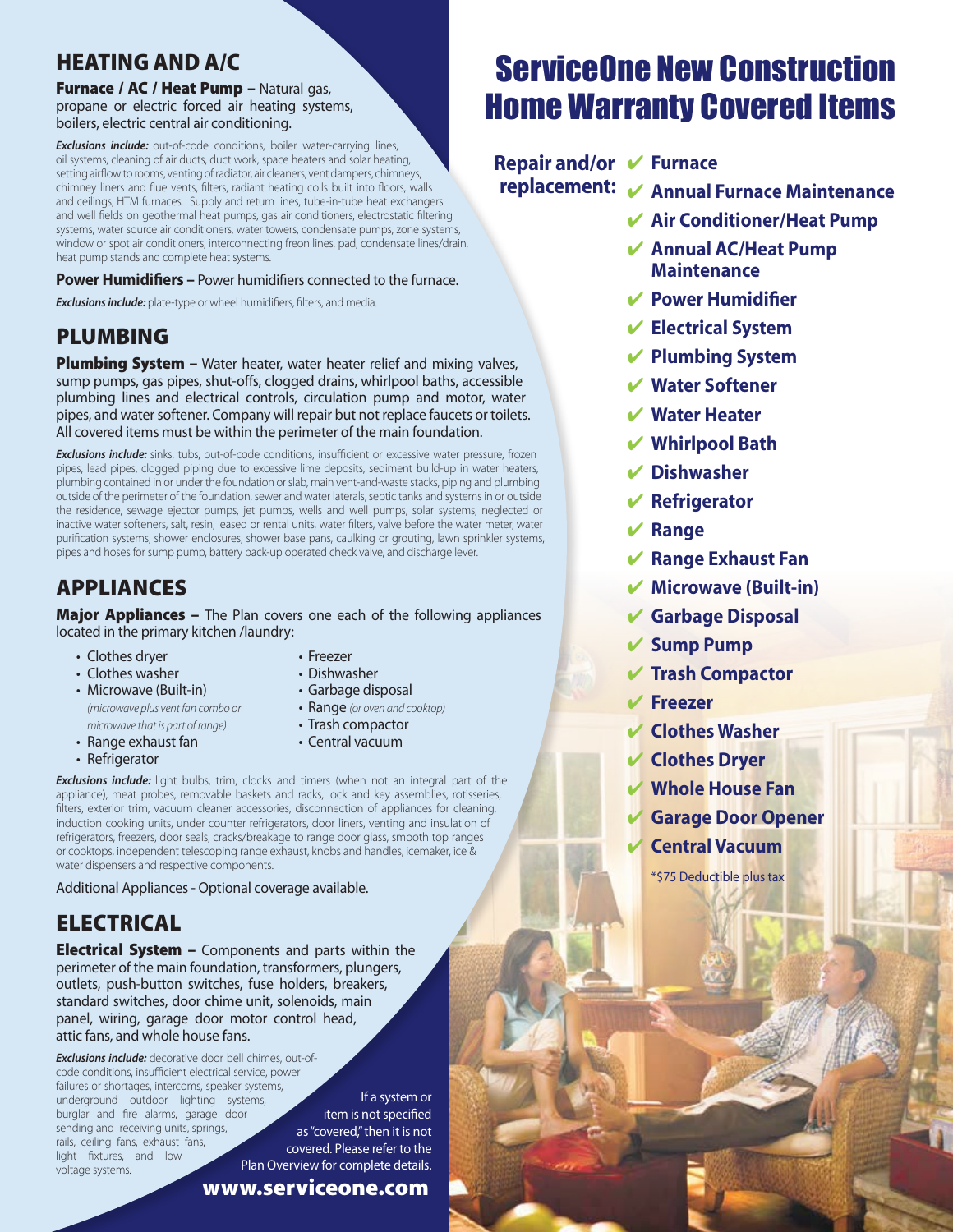# ServiceOne New Construction Home Warranty Covered Items

**Repair and/or replacement:**

- ✔ **Furnace**
- ✔ **Annual Furnace Maintenance**
- ✔ **Air Conditioner/Heat Pump**
- ✔ **Annual AC/Heat Pump Maintenance**
- ✔ **Power Humidifier**
- ✔ **Electrical System**
- ✔ **Plumbing System**
- ✔ **Water Softener**
- ✔ **Water Heater**
- ✔ **Whirlpool Bath**
- ✔ **Dishwasher**
- ✔ **Refrigerator**
- ✔ **Range**
- ✔ **Range Exhaust Fan**
- ✔ **Microwave (Built-in)**
- ✔ **Garbage Disposal**
- ✔ **Sump Pump**
- ✔ **Trash Compactor**
- ✔ **Freezer**
- ✔ **Clothes Washer**
- ✔ **Clothes Dryer**
- ✔ **Whole House Fan**
- ✔ **Garage Door Opener**
- ✔ **Central Vacuum**

*$75 Deductible plus tax

## HEATING AND A/C

**Furnace / AC / Heat Pump –** Natural gas, propane or electric forced air heating systems, boilers, electric central air conditioning.

***Exclusions include:*** out-of-code conditions, boiler water-carrying lines, oil systems, cleaning of air ducts, duct work, space heaters and solar heating, setting airflow to rooms, venting of radiator, air cleaners, vent dampers, chimneys, chimney liners and flue vents, filters, radiant heating coils built into floors, walls and ceilings, HTM furnaces. Supply and return lines, tube-in-tube heat exchangers and well fields on geothermal heat pumps, gas air conditioners, electrostatic filtering systems, water source air conditioners, water towers, condensate pumps, zone systems, window or spot air conditioners, interconnecting freon lines, pad, condensate lines/drain, heat pump stands and complete heat systems.

**Power Humidifiers –** Power humidifiers connected to the furnace.

***Exclusions include:*** plate-type or wheel humidifiers, filters, and media.

## PLUMBING

**Plumbing System –** Water heater, water heater relief and mixing valves, sump pumps, gas pipes, shut-offs, clogged drains, whirlpool baths, accessible plumbing lines and electrical controls, circulation pump and motor, water pipes, and water softener. Company will repair but not replace faucets or toilets. All covered items must be within the perimeter of the main foundation.

***Exclusions include:*** sinks, tubs, out-of-code conditions, insufficient or excessive water pressure, frozen pipes, lead pipes, clogged piping due to excessive lime deposits, sediment build-up in water heaters, plumbing contained in or under the foundation or slab, main vent-and-waste stacks, piping and plumbing outside of the perimeter of the foundation, sewer and water laterals, septic tanks and systems in or outside the residence, sewage ejector pumps, jet pumps, wells and well pumps, solar systems, neglected or inactive water softeners, salt, resin, leased or rental units, water filters, valve before the water meter, water purification systems, shower enclosures, shower base pans, caulking or grouting, lawn sprinkler systems, pipes and hoses for sump pump, battery back-up operated check valve, and discharge lever.

## APPLIANCES

**Major Appliances –** The Plan covers one each of the following appliances located in the primary kitchen /laundry:

- Clothes dryer
- Clothes washer
- Microwave (Built-in) *(microwave plus vent fan combo or microwave that is part of range)*
- Range exhaust fan
- Refrigerator
- Freezer
- Dishwasher
- Garbage disposal
- Range *(or oven and cooktop)*
- Trash compactor
- Central vacuum

***Exclusions include:*** light bulbs, trim, clocks and timers (when not an integral part of the appliance), meat probes, removable baskets and racks, lock and key assemblies, rotisseries, filters, exterior trim, vacuum cleaner accessories, disconnection of appliances for cleaning, induction cooking units, under counter refrigerators, door liners, venting and insulation of refrigerators, freezers, door seals, cracks/breakage to range door glass, smooth top ranges or cooktops, independent telescoping range exhaust, knobs and handles, icemaker, ice & water dispensers and respective components.

Additional Appliances - Optional coverage available.

## ELECTRICAL

**Electrical System –** Components and parts within the perimeter of the main foundation, transformers, plungers, outlets, push-button switches, fuse holders, breakers, standard switches, door chime unit, solenoids, main panel, wiring, garage door motor control head, attic fans, and whole house fans.

***Exclusions include:*** decorative door bell chimes, out-of-code conditions, insufficient electrical service, power failures or shortages, intercoms, speaker systems, underground outdoor lighting systems, burglar and fire alarms, garage door sending and receiving units, springs, rails, ceiling fans, exhaust fans, light fixtures, and low voltage systems.

If a system or item is not specified as "covered," then it is not covered. Please refer to the Plan Overview for complete details.

**www.serviceone.com**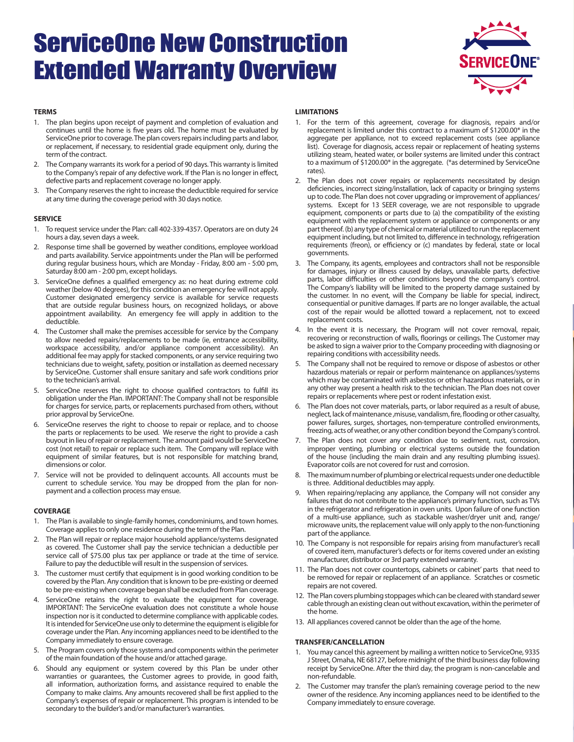# ServiceOne New Construction Extended Warranty Overview

**TERMS**

1. The plan begins upon receipt of payment and completion of evaluation and continues until the home is five years old. The home must be evaluated by ServiceOne prior to coverage. The plan covers repairs including parts and labor, or replacement, if necessary, to residential grade equipment only, during the term of the contract.
2. The Company warrants its work for a period of 90 days. This warranty is limited to the Company's repair of any defective work. If the Plan is no longer in effect, defective parts and replacement coverage no longer apply.
3. The Company reserves the right to increase the deductible required for service at any time during the coverage period with 30 days notice.

**SERVICE**

1. To request service under the Plan: call 402-339-4357. Operators are on duty 24 hours a day, seven days a week.
2. Response time shall be governed by weather conditions, employee workload and parts availability. Service appointments under the Plan will be performed during regular business hours, which are Monday - Friday, 8:00 am - 5:00 pm, Saturday 8:00 am - 2:00 pm, except holidays.
3. ServiceOne defines a qualified emergency as: no heat during extreme cold weather (below 40 degrees), for this condition an emergency fee will not apply. Customer designated emergency service is available for service requests that are outside regular business hours, on recognized holidays, or above appointment availability. An emergency fee will apply in addition to the deductible.
4. The Customer shall make the premises accessible for service by the Company to allow needed repairs/replacements to be made (ie, entrance accessibility, workspace accessibility, and/or appliance component accessibility). An additional fee may apply for stacked components, or any service requiring two technicians due to weight, safety, position or installation as deemed necessary by ServiceOne. Customer shall ensure sanitary and safe work conditions prior to the technician's arrival.
5. ServiceOne reserves the right to choose qualified contractors to fulfill its obligation under the Plan. IMPORTANT: The Company shall not be responsible for charges for service, parts, or replacements purchased from others, without prior approval by ServiceOne.
6. ServiceOne reserves the right to choose to repair or replace, and to choose the parts or replacements to be used. We reserve the right to provide a cash buyout in lieu of repair or replacement. The amount paid would be ServiceOne cost (not retail) to repair or replace such item. The Company will replace with equipment of similar features, but is not responsible for matching brand, dimensions or color.
7. Service will not be provided to delinquent accounts. All accounts must be current to schedule service. You may be dropped from the plan for non-payment and a collection process may ensue.

**COVERAGE**

1. The Plan is available to single-family homes, condominiums, and town homes. Coverage applies to only one residence during the term of the Plan.
2. The Plan will repair or replace major household appliance/systems designated as covered. The Customer shall pay the service technician a deductible per service call of $75.00 plus tax per appliance or trade at the time of service. Failure to pay the deductible will result in the suspension of services.
3. The customer must certify that equipment is in good working condition to be covered by the Plan. Any condition that is known to be pre-existing or deemed to be pre-existing when coverage began shall be excluded from Plan coverage.
4. ServiceOne retains the right to evaluate the equipment for coverage. IMPORTANT: The ServiceOne evaluation does not constitute a whole house inspection nor is it conducted to determine compliance with applicable codes. It is intended for ServiceOne use only to determine the equipment is eligible for coverage under the Plan. Any incoming appliances need to be identified to the Company immediately to ensure coverage.
5. The Program covers only those systems and components within the perimeter of the main foundation of the house and/or attached garage.
6. Should any equipment or system covered by this Plan be under other warranties or guarantees, the Customer agrees to provide, in good faith, all information, authorization forms, and assistance required to enable the Company to make claims. Any amounts recovered shall be first applied to the Company's expenses of repair or replacement. This program is intended to be secondary to the builder's and/or manufacturer's warranties.

**LIMITATIONS**

1. For the term of this agreement, coverage for diagnosis, repairs and/or replacement is limited under this contract to a maximum of $1200.00* in the aggregate per appliance, not to exceed replacement costs (see appliance list). Coverage for diagnosis, access repair or replacement of heating systems utilizing steam, heated water, or boiler systems are limited under this contract to a maximum of $1200.00* in the aggregate. (*as determined by ServiceOne rates).
2. The Plan does not cover repairs or replacements necessitated by design deficiencies, incorrect sizing/installation, lack of capacity or bringing systems up to code. The Plan does not cover upgrading or improvement of appliances/ systems. Except for 13 SEER coverage, we are not responsible to upgrade equipment, components or parts due to (a) the compatibility of the existing equipment with the replacement system or appliance or components or any part thereof. (b) any type of chemical or material utilized to run the replacement equipment including, but not limited to, difference in technology, refrigeration requirements (freon), or efficiency or (c) mandates by federal, state or local governments.
3. The Company, its agents, employees and contractors shall not be responsible for damages, injury or illness caused by delays, unavailable parts, defective parts, labor difficulties or other conditions beyond the company's control. The Company's liability will be limited to the property damage sustained by the customer. In no event, will the Company be liable for special, indirect, consequential or punitive damages. If parts are no longer available, the actual cost of the repair would be allotted toward a replacement, not to exceed replacement costs.
4. In the event it is necessary, the Program will not cover removal, repair, recovering or reconstruction of walls, floorings or ceilings. The Customer may be asked to sign a waiver prior to the Company proceeding with diagnosing or repairing conditions with accessibility needs.
5. The Company shall not be required to remove or dispose of asbestos or other hazardous materials or repair or perform maintenance on appliances/systems which may be contaminated with asbestos or other hazardous materials, or in any other way present a health risk to the technician. The Plan does not cover repairs or replacements where pest or rodent infestation exist.
6. The Plan does not cover materials, parts, or labor required as a result of abuse, neglect, lack of maintenance ,misuse, vandalism, fire, flooding or other casualty, power failures, surges, shortages, non-temperature controlled environments, freezing, acts of weather, or any other condition beyond the Company's control.
7. The Plan does not cover any condition due to sediment, rust, corrosion, improper venting, plumbing or electrical systems outside the foundation of the house (including the main drain and any resulting plumbing issues). Evaporator coils are not covered for rust and corrosion.
8. The maximum number of plumbing or electrical requests under one deductible is three. Additional deductibles may apply.
9. When repairing/replacing any appliance, the Company will not consider any failures that do not contribute to the appliance's primary function, such as TVs in the refrigerator and refrigeration in oven units. Upon failure of one function of a multi-use appliance, such as stackable washer/dryer unit and, range/ microwave units, the replacement value will only apply to the non-functioning part of the appliance.
10. The Company is not responsible for repairs arising from manufacturer's recall of covered item, manufacturer's defects or for items covered under an existing manufacturer, distributor or 3rd party extended warranty.
11. The Plan does not cover countertops, cabinets or cabinet' parts that need to be removed for repair or replacement of an appliance. Scratches or cosmetic repairs are not covered.
12. The Plan covers plumbing stoppages which can be cleared with standard sewer cable through an existing clean out without excavation, within the perimeter of the home.
13. All appliances covered cannot be older than the age of the home.

**TRANSFER/CANCELLATION**

1. You may cancel this agreement by mailing a written notice to ServiceOne, 9335 J Street, Omaha, NE 68127, before midnight of the third business day following receipt by ServiceOne. After the third day, the program is non-cancelable and non-refundable.
2. The Customer may transfer the plan's remaining coverage period to the new owner of the residence. Any incoming appliances need to be identified to the Company immediately to ensure coverage.